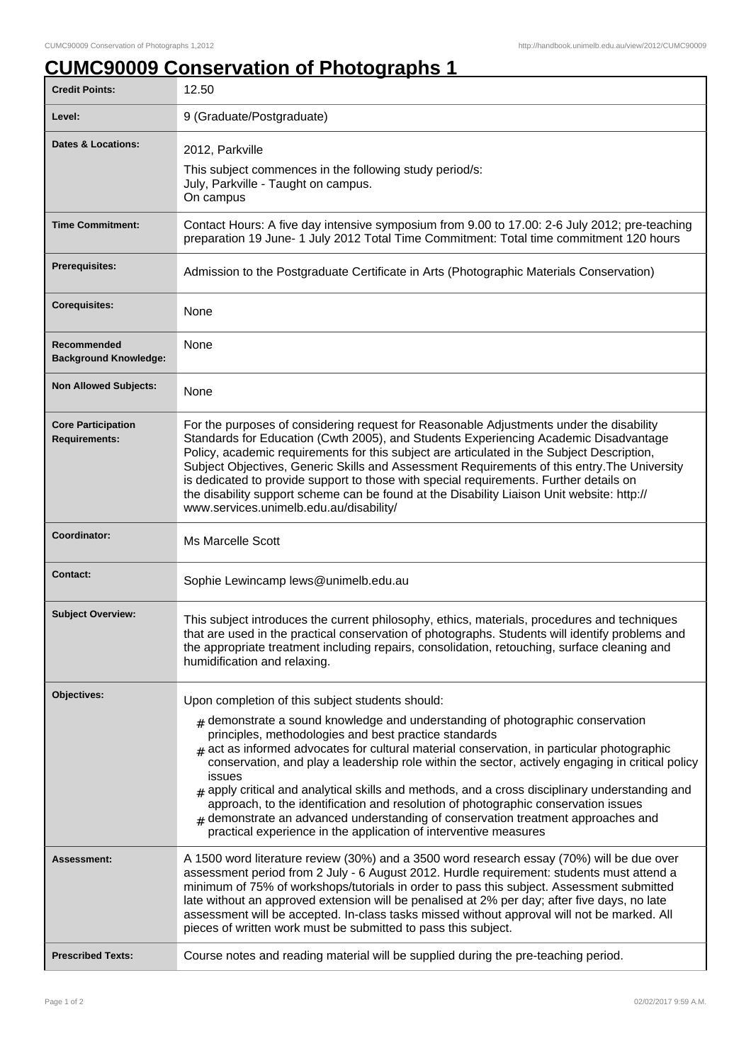# CUMC90009 Conservation of Photographs 1

| | |
|---|---|
| **Credit Points:** | 12.50 |
| **Level:** | 9 (Graduate/Postgraduate) |
| **Dates & Locations:** | 2012, Parkville<br>This subject commences in the following study period/s:<br>July, Parkville - Taught on campus.<br>On campus |
| **Time Commitment:** | Contact Hours: A five day intensive symposium from 9.00 to 17.00: 2-6 July 2012; pre-teaching preparation 19 June- 1 July 2012 Total Time Commitment: Total time commitment 120 hours |
| **Prerequisites:** | Admission to the Postgraduate Certificate in Arts (Photographic Materials Conservation) |
| **Corequisites:** | None |
| **Recommended Background Knowledge:** | None |
| **Non Allowed Subjects:** | None |
| **Core Participation Requirements:** | For the purposes of considering request for Reasonable Adjustments under the disability Standards for Education (Cwth 2005), and Students Experiencing Academic Disadvantage Policy, academic requirements for this subject are articulated in the Subject Description, Subject Objectives, Generic Skills and Assessment Requirements of this entry.The University is dedicated to provide support to those with special requirements. Further details on the disability support scheme can be found at the Disability Liaison Unit website: http://www.services.unimelb.edu.au/disability/ |
| **Coordinator:** | Ms Marcelle Scott |
| **Contact:** | Sophie Lewincamp lews@unimelb.edu.au |
| **Subject Overview:** | This subject introduces the current philosophy, ethics, materials, procedures and techniques that are used in the practical conservation of photographs. Students will identify problems and the appropriate treatment including repairs, consolidation, retouching, surface cleaning and humidification and relaxing. |
| **Objectives:** | Upon completion of this subject students should:<br># demonstrate a sound knowledge and understanding of photographic conservation principles, methodologies and best practice standards<br># act as informed advocates for cultural material conservation, in particular photographic conservation, and play a leadership role within the sector, actively engaging in critical policy issues<br># apply critical and analytical skills and methods, and a cross disciplinary understanding and approach, to the identification and resolution of photographic conservation issues<br># demonstrate an advanced understanding of conservation treatment approaches and practical experience in the application of interventive measures |
| **Assessment:** | A 1500 word literature review (30%) and a 3500 word research essay (70%) will be due over assessment period from 2 July - 6 August 2012. Hurdle requirement: students must attend a minimum of 75% of workshops/tutorials in order to pass this subject. Assessment submitted late without an approved extension will be penalised at 2% per day; after five days, no late assessment will be accepted. In-class tasks missed without approval will not be marked. All pieces of written work must be submitted to pass this subject. |
| **Prescribed Texts:** | Course notes and reading material will be supplied during the pre-teaching period. |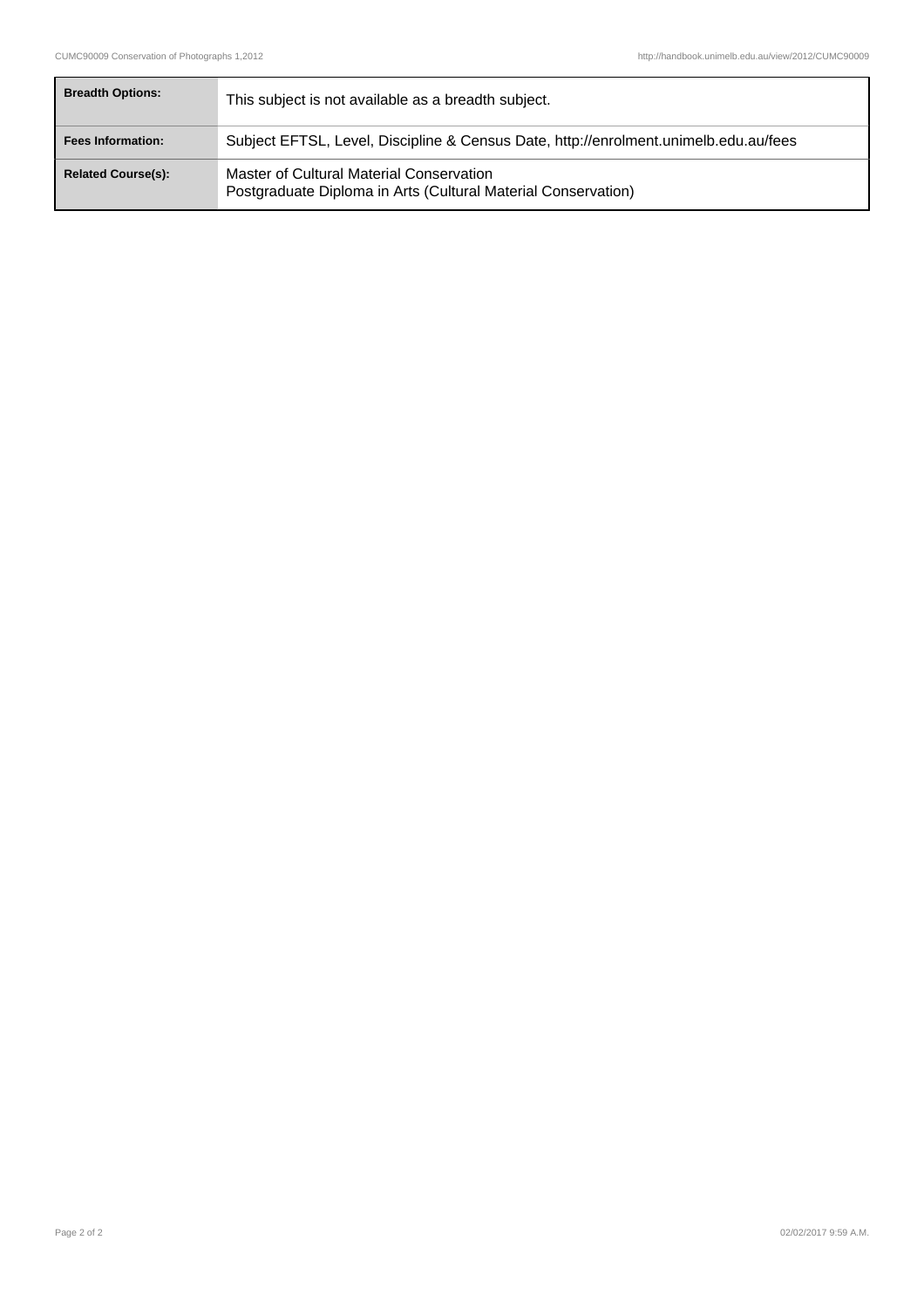| | |
|---|---|
| **Breadth Options:** | This subject is not available as a breadth subject. |
| **Fees Information:** | Subject EFTSL, Level, Discipline & Census Date, http://enrolment.unimelb.edu.au/fees |
| **Related Course(s):** | Master of Cultural Material Conservation<br>Postgraduate Diploma in Arts (Cultural Material Conservation) |